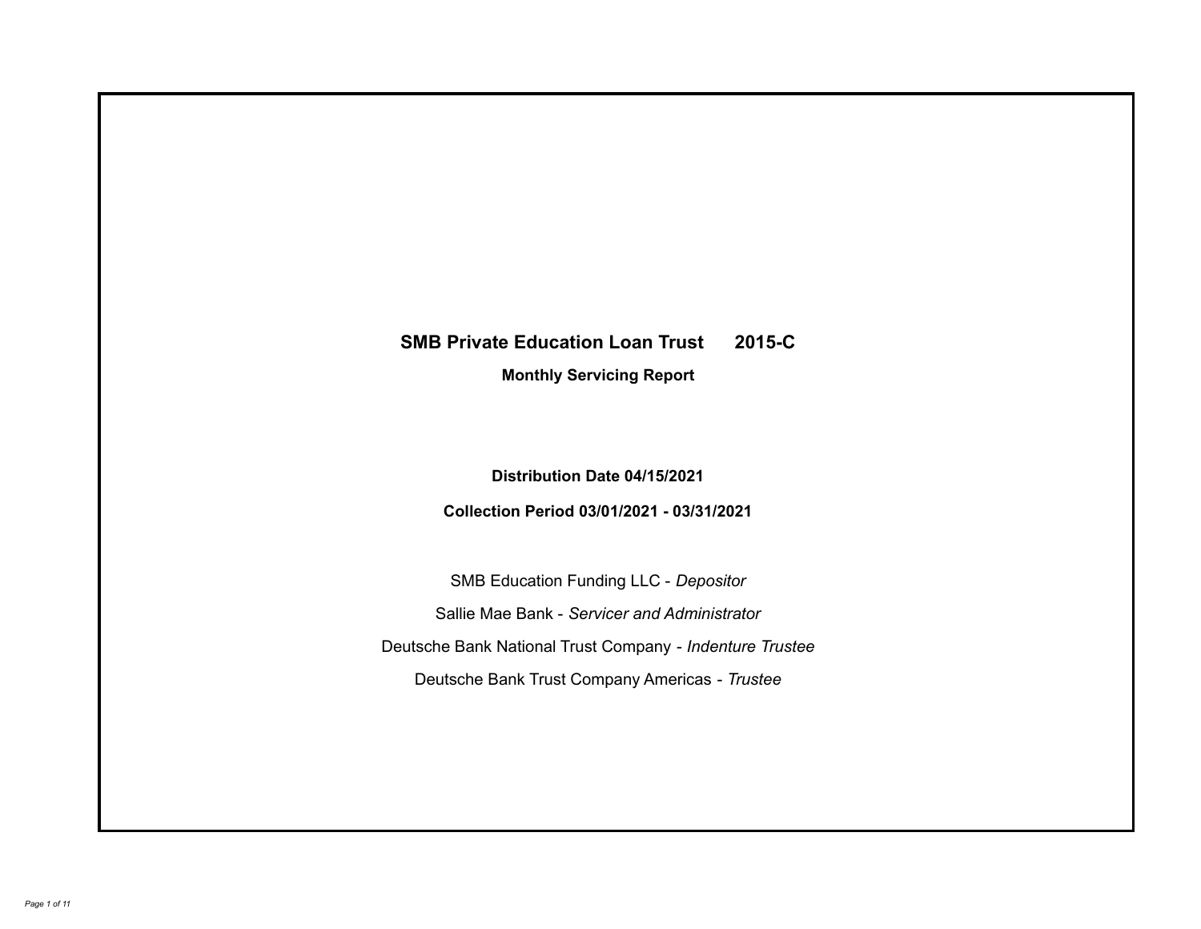# SMB Private Education Loan Trust 2015-C

## Monthly Servicing Report

**Distribution Date 04/15/2021**

**Collection Period 03/01/2021 - 03/31/2021**

SMB Education Funding LLC - *Depositor*

Sallie Mae Bank - *Servicer and Administrator*

Deutsche Bank National Trust Company - *Indenture Trustee*

Deutsche Bank Trust Company Americas - *Trustee*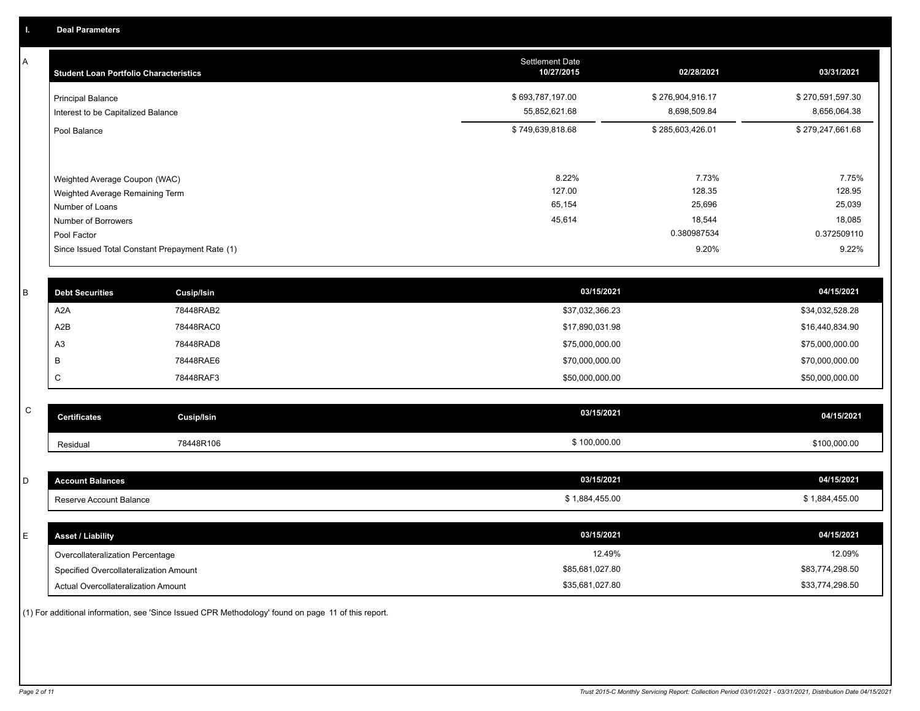## I. Deal Parameters

### A

| Student Loan Portfolio Characteristics | Settlement Date 10/27/2015 | 02/28/2021 | 03/31/2021 |
|---|---|---|---|
| Principal Balance | $ 693,787,197.00 | $ 276,904,916.17 | $ 270,591,597.30 |
| Interest to be Capitalized Balance | 55,852,621.68 | 8,698,509.84 | 8,656,064.38 |
| Pool Balance | $ 749,639,818.68 | $ 285,603,426.01 | $ 279,247,661.68 |
| Weighted Average Coupon (WAC) | 8.22% | 7.73% | 7.75% |
| Weighted Average Remaining Term | 127.00 | 128.35 | 128.95 |
| Number of Loans | 65,154 | 25,696 | 25,039 |
| Number of Borrowers | 45,614 | 18,544 | 18,085 |
| Pool Factor | | 0.380987534 | 0.372509110 |
| Since Issued Total Constant Prepayment Rate (1) | | 9.20% | 9.22% |

### B

| Debt Securities | Cusip/Isin | 03/15/2021 | 04/15/2021 |
|---|---|---|---|
| A2A | 78448RAB2 | $37,032,366.23 | $34,032,528.28 |
| A2B | 78448RAC0 | $17,890,031.98 | $16,440,834.90 |
| A3 | 78448RAD8 | $75,000,000.00 | $75,000,000.00 |
| B | 78448RAE6 | $70,000,000.00 | $70,000,000.00 |
| C | 78448RAF3 | $50,000,000.00 | $50,000,000.00 |

### C

| Certificates | Cusip/Isin | 03/15/2021 | 04/15/2021 |
|---|---|---|---|
| Residual | 78448R106 | $ 100,000.00 | $100,000.00 |

### D

| Account Balances | 03/15/2021 | 04/15/2021 |
|---|---|---|
| Reserve Account Balance | $ 1,884,455.00 | $ 1,884,455.00 |

### E

| Asset / Liability | 03/15/2021 | 04/15/2021 |
|---|---|---|
| Overcollateralization Percentage | 12.49% | 12.09% |
| Specified Overcollateralization Amount | $85,681,027.80 | $83,774,298.50 |
| Actual Overcollateralization Amount | $35,681,027.80 | $33,774,298.50 |

(1) For additional information, see 'Since Issued CPR Methodology' found on page 11 of this report.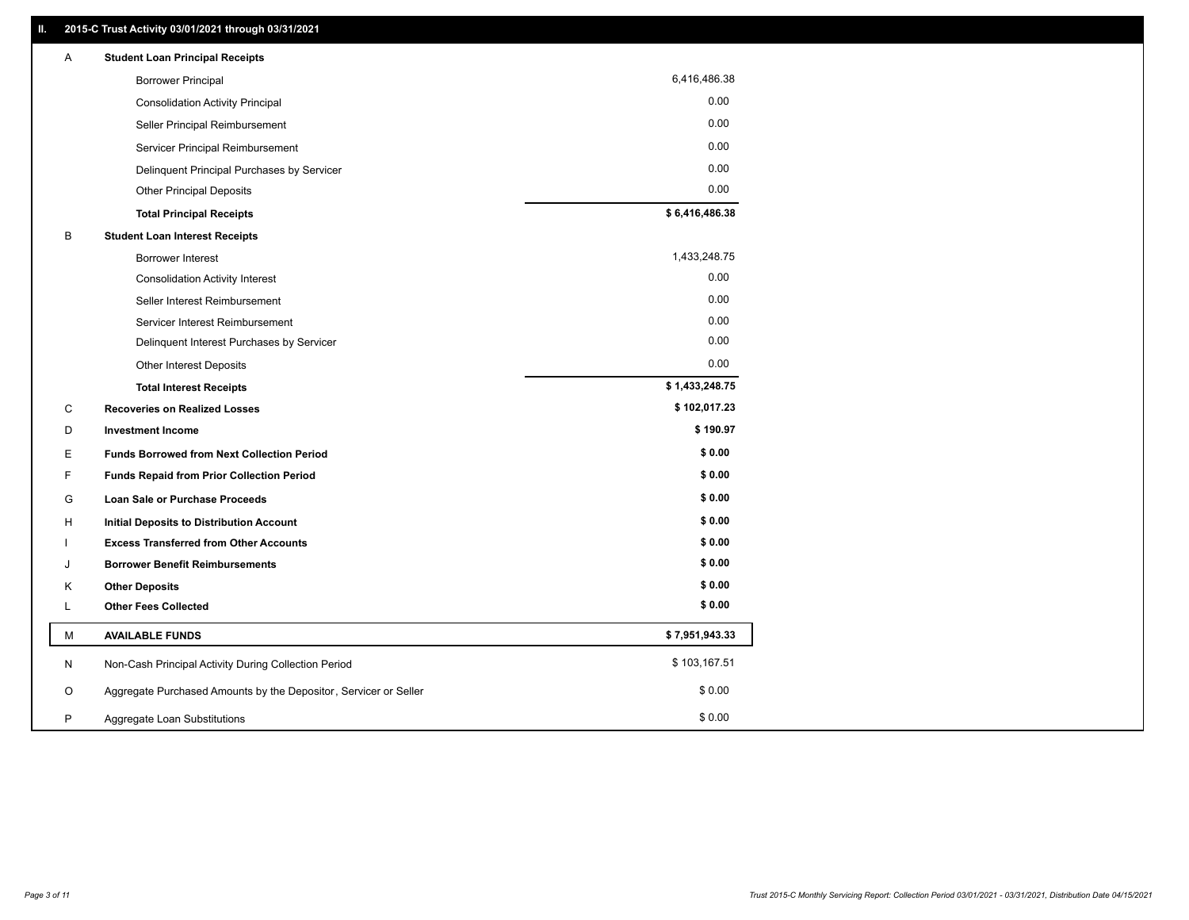## II. 2015-C Trust Activity 03/01/2021 through 03/31/2021

| | | |
|---|---|---|
| A | **Student Loan Principal Receipts** | |
| | Borrower Principal | 6,416,486.38 |
| | Consolidation Activity Principal | 0.00 |
| | Seller Principal Reimbursement | 0.00 |
| | Servicer Principal Reimbursement | 0.00 |
| | Delinquent Principal Purchases by Servicer | 0.00 |
| | Other Principal Deposits | 0.00 |
| | **Total Principal Receipts** | **$ 6,416,486.38** |
| B | **Student Loan Interest Receipts** | |
| | Borrower Interest | 1,433,248.75 |
| | Consolidation Activity Interest | 0.00 |
| | Seller Interest Reimbursement | 0.00 |
| | Servicer Interest Reimbursement | 0.00 |
| | Delinquent Interest Purchases by Servicer | 0.00 |
| | Other Interest Deposits | 0.00 |
| | **Total Interest Receipts** | **$ 1,433,248.75** |
| C | **Recoveries on Realized Losses** | **$ 102,017.23** |
| D | **Investment Income** | **$ 190.97** |
| E | **Funds Borrowed from Next Collection Period** | **$ 0.00** |
| F | **Funds Repaid from Prior Collection Period** | **$ 0.00** |
| G | **Loan Sale or Purchase Proceeds** | **$ 0.00** |
| H | **Initial Deposits to Distribution Account** | **$ 0.00** |
| I | **Excess Transferred from Other Accounts** | **$ 0.00** |
| J | **Borrower Benefit Reimbursements** | **$ 0.00** |
| K | **Other Deposits** | **$ 0.00** |
| L | **Other Fees Collected** | **$ 0.00** |
| M | **AVAILABLE FUNDS** | **$ 7,951,943.33** |
| N | Non-Cash Principal Activity During Collection Period | $ 103,167.51 |
| O | Aggregate Purchased Amounts by the Depositor, Servicer or Seller | $ 0.00 |
| P | Aggregate Loan Substitutions | $ 0.00 |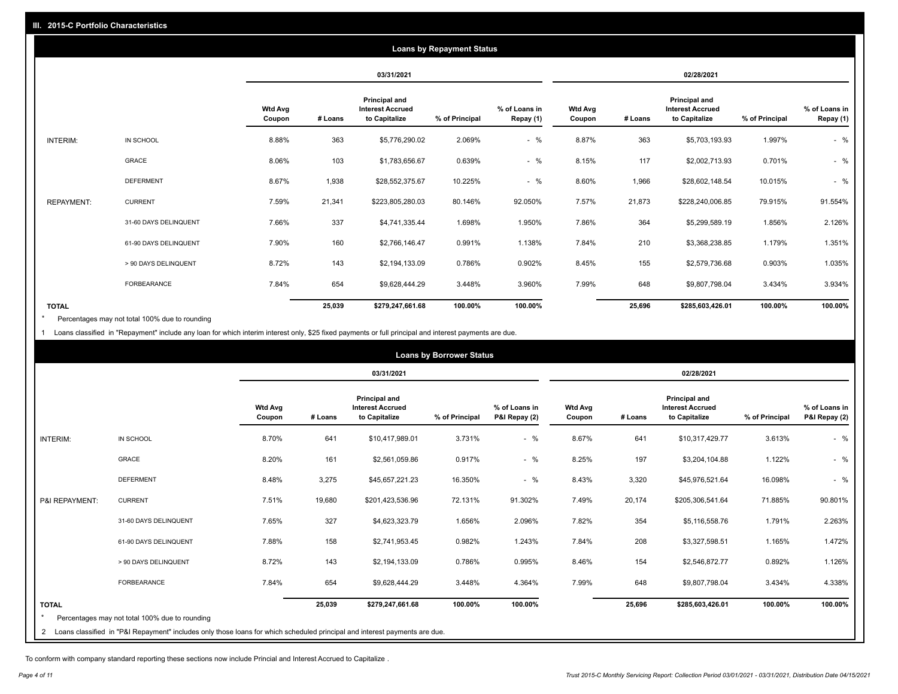## III. 2015-C Portfolio Characteristics

### Loans by Repayment Status

| | | 03/31/2021 | | | | | 02/28/2021 | | | | |
|---|---|---|---|---|---|---|---|---|---|---|---|
| | | Wtd Avg Coupon | # Loans | Principal and Interest Accrued to Capitalize | % of Principal | % of Loans in Repay (1) | Wtd Avg Coupon | # Loans | Principal and Interest Accrued to Capitalize | % of Principal | % of Loans in Repay (1) |
| INTERIM: | IN SCHOOL | 8.88% | 363 | $5,776,290.02 | 2.069% | - % | 8.87% | 363 | $5,703,193.93 | 1.997% | - % |
| | GRACE | 8.06% | 103 | $1,783,656.67 | 0.639% | - % | 8.15% | 117 | $2,002,713.93 | 0.701% | - % |
| | DEFERMENT | 8.67% | 1,938 | $28,552,375.67 | 10.225% | - % | 8.60% | 1,966 | $28,602,148.54 | 10.015% | - % |
| REPAYMENT: | CURRENT | 7.59% | 21,341 | $223,805,280.03 | 80.146% | 92.050% | 7.57% | 21,873 | $228,240,006.85 | 79.915% | 91.554% |
| | 31-60 DAYS DELINQUENT | 7.66% | 337 | $4,741,335.44 | 1.698% | 1.950% | 7.86% | 364 | $5,299,589.19 | 1.856% | 2.126% |
| | 61-90 DAYS DELINQUENT | 7.90% | 160 | $2,766,146.47 | 0.991% | 1.138% | 7.84% | 210 | $3,368,238.85 | 1.179% | 1.351% |
| | > 90 DAYS DELINQUENT | 8.72% | 143 | $2,194,133.09 | 0.786% | 0.902% | 8.45% | 155 | $2,579,736.68 | 0.903% | 1.035% |
| | FORBEARANCE | 7.84% | 654 | $9,628,444.29 | 3.448% | 3.960% | 7.99% | 648 | $9,807,798.04 | 3.434% | 3.934% |
| **TOTAL** | | | **25,039** | **$279,247,661.68** | **100.00%** | **100.00%** | | **25,696** | **$285,603,426.01** | **100.00%** | **100.00%** |

* Percentages may not total 100% due to rounding

1 Loans classified in "Repayment" include any loan for which interim interest only, $25 fixed payments or full principal and interest payments are due.

### Loans by Borrower Status

| | | 03/31/2021 | | | | | 02/28/2021 | | | | |
|---|---|---|---|---|---|---|---|---|---|---|---|
| | | Wtd Avg Coupon | # Loans | Principal and Interest Accrued to Capitalize | % of Principal | % of Loans in P&I Repay (2) | Wtd Avg Coupon | # Loans | Principal and Interest Accrued to Capitalize | % of Principal | % of Loans in P&I Repay (2) |
| INTERIM: | IN SCHOOL | 8.70% | 641 | $10,417,989.01 | 3.731% | - % | 8.67% | 641 | $10,317,429.77 | 3.613% | - % |
| | GRACE | 8.20% | 161 | $2,561,059.86 | 0.917% | - % | 8.25% | 197 | $3,204,104.88 | 1.122% | - % |
| | DEFERMENT | 8.48% | 3,275 | $45,657,221.23 | 16.350% | - % | 8.43% | 3,320 | $45,976,521.64 | 16.098% | - % |
| P&I REPAYMENT: | CURRENT | 7.51% | 19,680 | $201,423,536.96 | 72.131% | 91.302% | 7.49% | 20,174 | $205,306,541.64 | 71.885% | 90.801% |
| | 31-60 DAYS DELINQUENT | 7.65% | 327 | $4,623,323.79 | 1.656% | 2.096% | 7.82% | 354 | $5,116,558.76 | 1.791% | 2.263% |
| | 61-90 DAYS DELINQUENT | 7.88% | 158 | $2,741,953.45 | 0.982% | 1.243% | 7.84% | 208 | $3,327,598.51 | 1.165% | 1.472% |
| | > 90 DAYS DELINQUENT | 8.72% | 143 | $2,194,133.09 | 0.786% | 0.995% | 8.46% | 154 | $2,546,872.77 | 0.892% | 1.126% |
| | FORBEARANCE | 7.84% | 654 | $9,628,444.29 | 3.448% | 4.364% | 7.99% | 648 | $9,807,798.04 | 3.434% | 4.338% |
| **TOTAL** | | | **25,039** | **$279,247,661.68** | **100.00%** | **100.00%** | | **25,696** | **$285,603,426.01** | **100.00%** | **100.00%** |

* Percentages may not total 100% due to rounding

2 Loans classified in "P&I Repayment" includes only those loans for which scheduled principal and interest payments are due.

To conform with company standard reporting these sections now include Princial and Interest Accrued to Capitalize .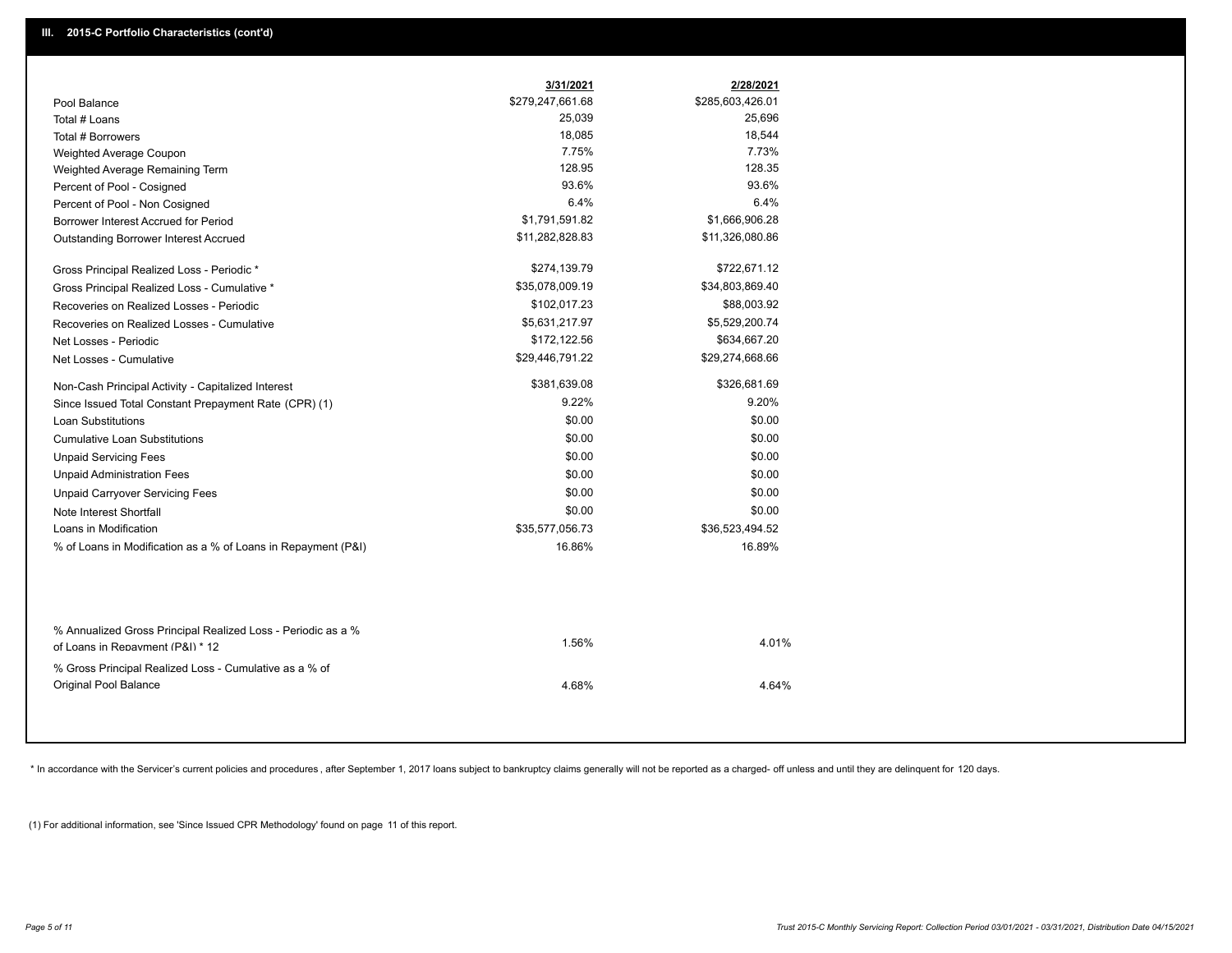## III. 2015-C Portfolio Characteristics (cont'd)

| | 3/31/2021 | 2/28/2021 |
|---|---|---|
| Pool Balance | $279,247,661.68 | $285,603,426.01 |
| Total # Loans | 25,039 | 25,696 |
| Total # Borrowers | 18,085 | 18,544 |
| Weighted Average Coupon | 7.75% | 7.73% |
| Weighted Average Remaining Term | 128.95 | 128.35 |
| Percent of Pool - Cosigned | 93.6% | 93.6% |
| Percent of Pool - Non Cosigned | 6.4% | 6.4% |
| Borrower Interest Accrued for Period | $1,791,591.82 | $1,666,906.28 |
| Outstanding Borrower Interest Accrued | $11,282,828.83 | $11,326,080.86 |
| Gross Principal Realized Loss - Periodic * | $274,139.79 | $722,671.12 |
| Gross Principal Realized Loss - Cumulative * | $35,078,009.19 | $34,803,869.40 |
| Recoveries on Realized Losses - Periodic | $102,017.23 | $88,003.92 |
| Recoveries on Realized Losses - Cumulative | $5,631,217.97 | $5,529,200.74 |
| Net Losses - Periodic | $172,122.56 | $634,667.20 |
| Net Losses - Cumulative | $29,446,791.22 | $29,274,668.66 |
| Non-Cash Principal Activity - Capitalized Interest | $381,639.08 | $326,681.69 |
| Since Issued Total Constant Prepayment Rate (CPR) (1) | 9.22% | 9.20% |
| Loan Substitutions | $0.00 | $0.00 |
| Cumulative Loan Substitutions | $0.00 | $0.00 |
| Unpaid Servicing Fees | $0.00 | $0.00 |
| Unpaid Administration Fees | $0.00 | $0.00 |
| Unpaid Carryover Servicing Fees | $0.00 | $0.00 |
| Note Interest Shortfall | $0.00 | $0.00 |
| Loans in Modification | $35,577,056.73 | $36,523,494.52 |
| % of Loans in Modification as a % of Loans in Repayment (P&I) | 16.86% | 16.89% |
| % Annualized Gross Principal Realized Loss - Periodic as a % of Loans in Repayment (P&I) * 12 | 1.56% | 4.01% |
| % Gross Principal Realized Loss - Cumulative as a % of Original Pool Balance | 4.68% | 4.64% |

* In accordance with the Servicer's current policies and procedures , after September 1, 2017 loans subject to bankruptcy claims generally will not be reported as a charged- off unless and until they are delinquent for 120 days.

(1) For additional information, see 'Since Issued CPR Methodology' found on page 11 of this report.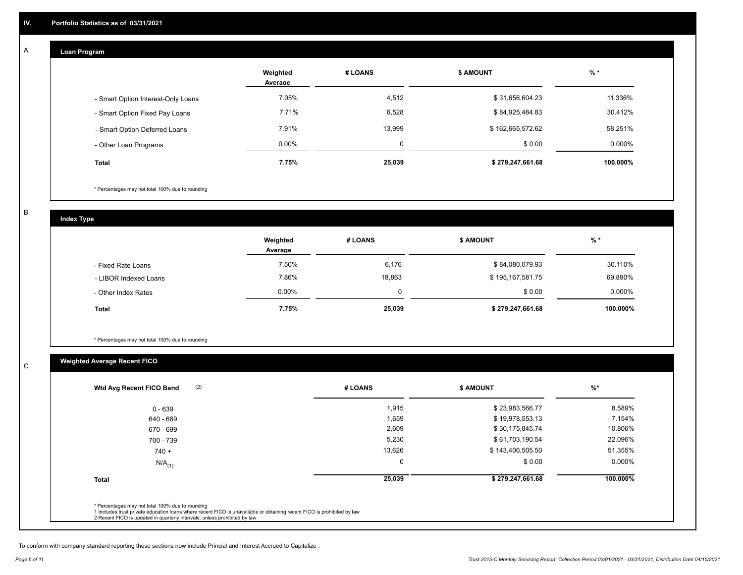## IV. Portfolio Statistics as of 03/31/2021

### A Loan Program

| | Weighted Average | # LOANS | $ AMOUNT | % * |
|---|---|---|---|---|
| - Smart Option Interest-Only Loans | 7.05% | 4,512 | $ 31,656,604.23 | 11.336% |
| - Smart Option Fixed Pay Loans | 7.71% | 6,528 | $ 84,925,484.83 | 30.412% |
| - Smart Option Deferred Loans | 7.91% | 13,999 | $ 162,665,572.62 | 58.251% |
| - Other Loan Programs | 0.00% | 0 | $ 0.00 | 0.000% |
| **Total** | **7.75%** | **25,039** | **$ 279,247,661.68** | **100.000%** |

* Percentages may not total 100% due to rounding

### B Index Type

| | Weighted Average | # LOANS | $ AMOUNT | % * |
|---|---|---|---|---|
| - Fixed Rate Loans | 7.50% | 6,176 | $ 84,080,079.93 | 30.110% |
| - LIBOR Indexed Loans | 7.86% | 18,863 | $ 195,167,581.75 | 69.890% |
| - Other Index Rates | 0.00% | 0 | $ 0.00 | 0.000% |
| **Total** | **7.75%** | **25,039** | **$ 279,247,661.68** | **100.000%** |

* Percentages may not total 100% due to rounding

### C Weighted Average Recent FICO

| Wtd Avg Recent FICO Band (2) | # LOANS | $ AMOUNT | %* |
|---|---|---|---|
| 0 - 639 | 1,915 | $ 23,983,566.77 | 8.589% |
| 640 - 669 | 1,659 | $ 19,978,553.13 | 7.154% |
| 670 - 699 | 2,609 | $ 30,175,845.74 | 10.806% |
| 700 - 739 | 5,230 | $ 61,703,190.54 | 22.096% |
| 740 + | 13,626 | $ 143,406,505.50 | 51.355% |
| N/A (1) | 0 | $ 0.00 | 0.000% |
| **Total** | **25,039** | **$ 279,247,661.68** | **100.000%** |

* Percentages may not total 100% due to rounding
1 Includes trust private education loans where recent FICO is unavailable or obtaining recent FICO is prohibited by law
2 Recent FICO is updated in quarterly intervals; unless prohibited by law

To conform with company standard reporting these sections now include Princial and Interest Accrued to Capitalize .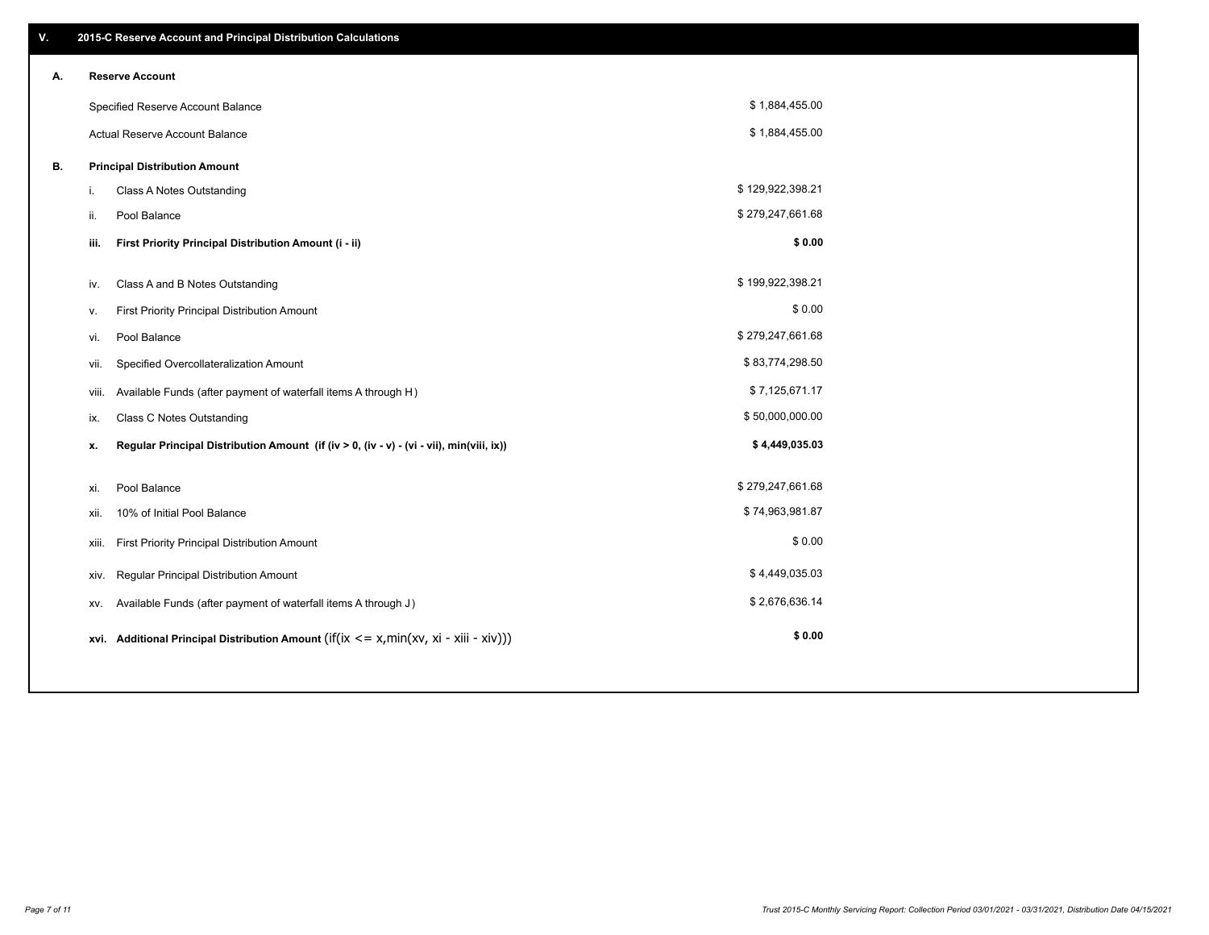## V. 2015-C Reserve Account and Principal Distribution Calculations

### A. Reserve Account

| | |
|---|---|
| Specified Reserve Account Balance | $ 1,884,455.00 |
| Actual Reserve Account Balance | $ 1,884,455.00 |

### B. Principal Distribution Amount

| | | |
|---|---|---|
| i. | Class A Notes Outstanding | $ 129,922,398.21 |
| ii. | Pool Balance | $ 279,247,661.68 |
| **iii.** | **First Priority Principal Distribution Amount (i - ii)** | **$ 0.00** |
| iv. | Class A and B Notes Outstanding | $ 199,922,398.21 |
| v. | First Priority Principal Distribution Amount | $ 0.00 |
| vi. | Pool Balance | $ 279,247,661.68 |
| vii. | Specified Overcollateralization Amount | $ 83,774,298.50 |
| viii. | Available Funds (after payment of waterfall items A through H) | $ 7,125,671.17 |
| ix. | Class C Notes Outstanding | $ 50,000,000.00 |
| **x.** | **Regular Principal Distribution Amount (if (iv > 0, (iv - v) - (vi - vii), min(viii, ix))** | **$ 4,449,035.03** |
| xi. | Pool Balance | $ 279,247,661.68 |
| xii. | 10% of Initial Pool Balance | $ 74,963,981.87 |
| xiii. | First Priority Principal Distribution Amount | $ 0.00 |
| xiv. | Regular Principal Distribution Amount | $ 4,449,035.03 |
| xv. | Available Funds (after payment of waterfall items A through J) | $ 2,676,636.14 |
| **xvi.** | **Additional Principal Distribution Amount** (if(ix <= x,min(xv, xi - xiii - xiv))) | **$ 0.00** |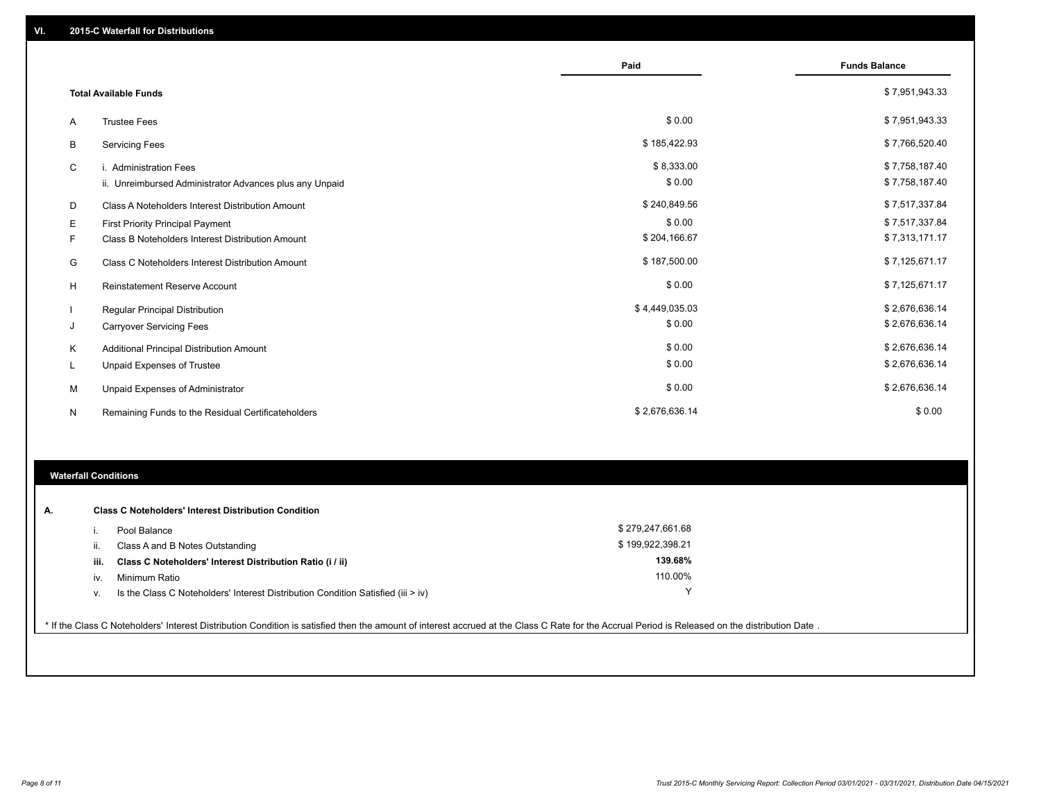## VI. 2015-C Waterfall for Distributions

| | | Paid | Funds Balance |
|---|---|---|---|
| | **Total Available Funds** | | $ 7,951,943.33 |
| A | Trustee Fees | $ 0.00 | $ 7,951,943.33 |
| B | Servicing Fees | $ 185,422.93 | $ 7,766,520.40 |
| C | i. Administration Fees | $ 8,333.00 | $ 7,758,187.40 |
| | ii. Unreimbursed Administrator Advances plus any Unpaid | $ 0.00 | $ 7,758,187.40 |
| D | Class A Noteholders Interest Distribution Amount | $ 240,849.56 | $ 7,517,337.84 |
| E | First Priority Principal Payment | $ 0.00 | $ 7,517,337.84 |
| F | Class B Noteholders Interest Distribution Amount | $ 204,166.67 | $ 7,313,171.17 |
| G | Class C Noteholders Interest Distribution Amount | $ 187,500.00 | $ 7,125,671.17 |
| H | Reinstatement Reserve Account | $ 0.00 | $ 7,125,671.17 |
| I | Regular Principal Distribution | $ 4,449,035.03 | $ 2,676,636.14 |
| J | Carryover Servicing Fees | $ 0.00 | $ 2,676,636.14 |
| K | Additional Principal Distribution Amount | $ 0.00 | $ 2,676,636.14 |
| L | Unpaid Expenses of Trustee | $ 0.00 | $ 2,676,636.14 |
| M | Unpaid Expenses of Administrator | $ 0.00 | $ 2,676,636.14 |
| N | Remaining Funds to the Residual Certificateholders | $ 2,676,636.14 | $ 0.00 |

### Waterfall Conditions

**A. Class C Noteholders' Interest Distribution Condition**

| | | |
|---|---|---|
| i. | Pool Balance | $ 279,247,661.68 |
| ii. | Class A and B Notes Outstanding | $ 199,922,398.21 |
| **iii.** | **Class C Noteholders' Interest Distribution Ratio (i / ii)** | **139.68%** |
| iv. | Minimum Ratio | 110.00% |
| v. | Is the Class C Noteholders' Interest Distribution Condition Satisfied (iii > iv) | Y |

* If the Class C Noteholders' Interest Distribution Condition is satisfied then the amount of interest accrued at the Class C Rate for the Accrual Period is Released on the distribution Date .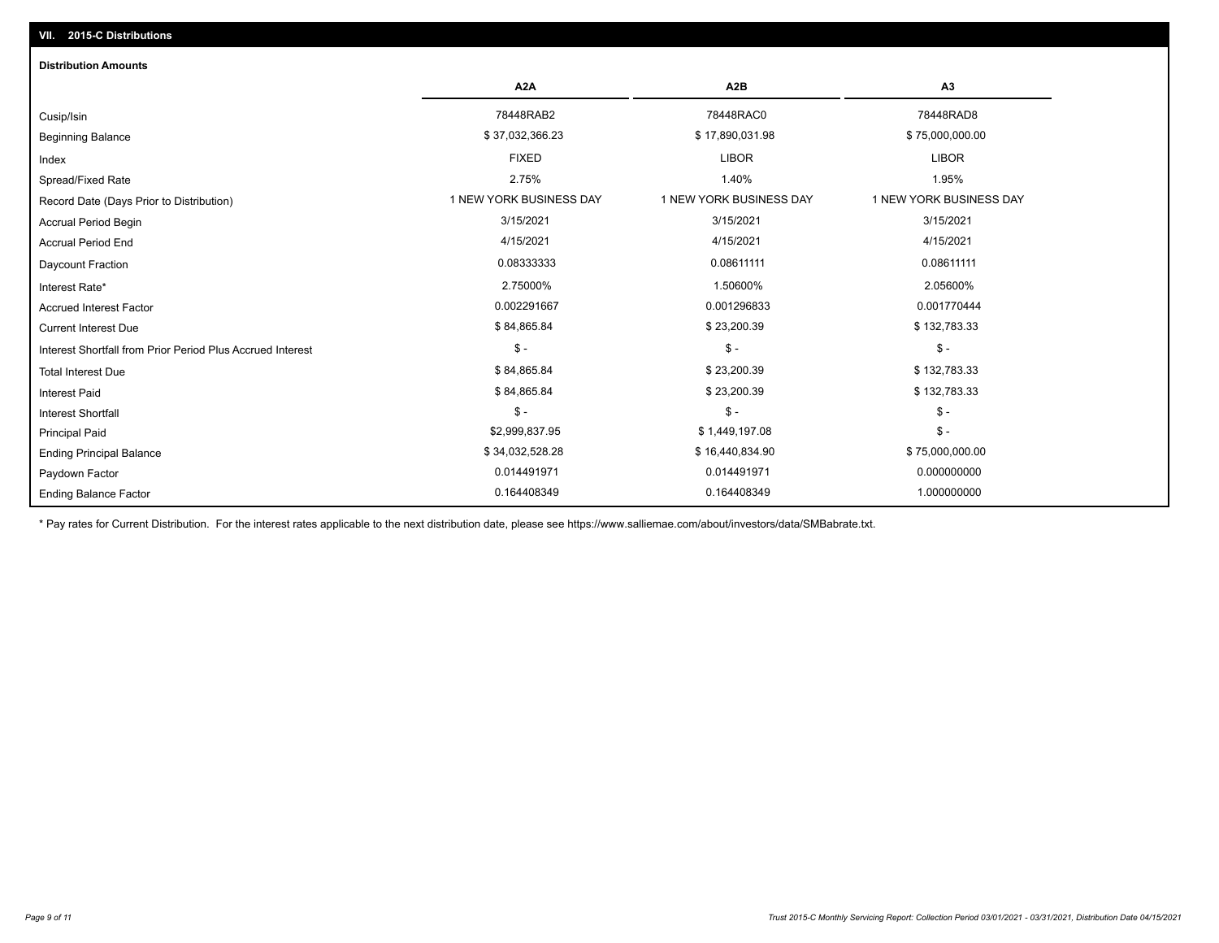## VII. 2015-C Distributions

### Distribution Amounts

| | A2A | A2B | A3 |
|---|---|---|---|
| Cusip/Isin | 78448RAB2 | 78448RAC0 | 78448RAD8 |
| Beginning Balance | $ 37,032,366.23 | $ 17,890,031.98 | $ 75,000,000.00 |
| Index | FIXED | LIBOR | LIBOR |
| Spread/Fixed Rate | 2.75% | 1.40% | 1.95% |
| Record Date (Days Prior to Distribution) | 1 NEW YORK BUSINESS DAY | 1 NEW YORK BUSINESS DAY | 1 NEW YORK BUSINESS DAY |
| Accrual Period Begin | 3/15/2021 | 3/15/2021 | 3/15/2021 |
| Accrual Period End | 4/15/2021 | 4/15/2021 | 4/15/2021 |
| Daycount Fraction | 0.08333333 | 0.08611111 | 0.08611111 |
| Interest Rate* | 2.75000% | 1.50600% | 2.05600% |
| Accrued Interest Factor | 0.002291667 | 0.001296833 | 0.001770444 |
| Current Interest Due | $ 84,865.84 | $ 23,200.39 | $ 132,783.33 |
| Interest Shortfall from Prior Period Plus Accrued Interest | $ - | $ - | $ - |
| Total Interest Due | $ 84,865.84 | $ 23,200.39 | $ 132,783.33 |
| Interest Paid | $ 84,865.84 | $ 23,200.39 | $ 132,783.33 |
| Interest Shortfall | $ - | $ - | $ - |
| Principal Paid | $2,999,837.95 | $ 1,449,197.08 | $ - |
| Ending Principal Balance | $ 34,032,528.28 | $ 16,440,834.90 | $ 75,000,000.00 |
| Paydown Factor | 0.014491971 | 0.014491971 | 0.000000000 |
| Ending Balance Factor | 0.164408349 | 0.164408349 | 1.000000000 |

\* Pay rates for Current Distribution. For the interest rates applicable to the next distribution date, please see https://www.salliemae.com/about/investors/data/SMBabrate.txt.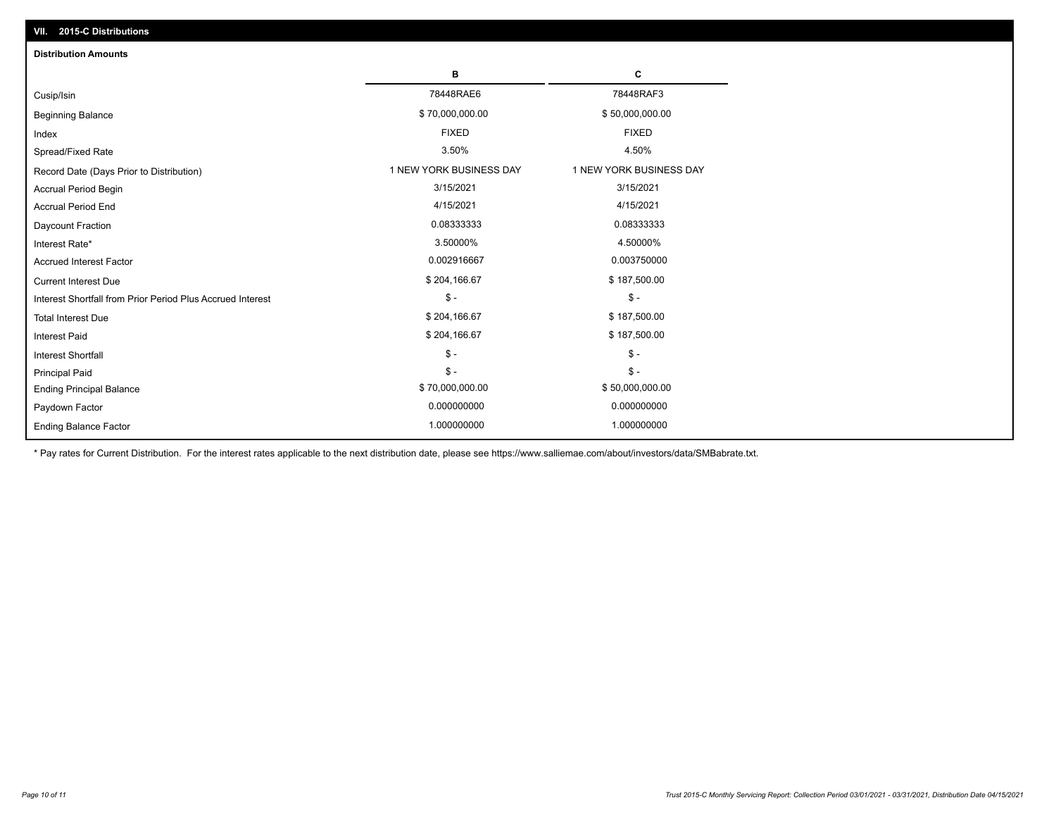## VII. 2015-C Distributions

### Distribution Amounts

| | B | C |
|---|---|---|
| Cusip/Isin | 78448RAE6 | 78448RAF3 |
| Beginning Balance | $ 70,000,000.00 | $ 50,000,000.00 |
| Index | FIXED | FIXED |
| Spread/Fixed Rate | 3.50% | 4.50% |
| Record Date (Days Prior to Distribution) | 1 NEW YORK BUSINESS DAY | 1 NEW YORK BUSINESS DAY |
| Accrual Period Begin | 3/15/2021 | 3/15/2021 |
| Accrual Period End | 4/15/2021 | 4/15/2021 |
| Daycount Fraction | 0.08333333 | 0.08333333 |
| Interest Rate* | 3.50000% | 4.50000% |
| Accrued Interest Factor | 0.002916667 | 0.003750000 |
| Current Interest Due | $ 204,166.67 | $ 187,500.00 |
| Interest Shortfall from Prior Period Plus Accrued Interest | $ - | $ - |
| Total Interest Due | $ 204,166.67 | $ 187,500.00 |
| Interest Paid | $ 204,166.67 | $ 187,500.00 |
| Interest Shortfall | $ - | $ - |
| Principal Paid | $ - | $ - |
| Ending Principal Balance | $ 70,000,000.00 | $ 50,000,000.00 |
| Paydown Factor | 0.000000000 | 0.000000000 |
| Ending Balance Factor | 1.000000000 | 1.000000000 |

* Pay rates for Current Distribution. For the interest rates applicable to the next distribution date, please see https://www.salliemae.com/about/investors/data/SMBabrate.txt.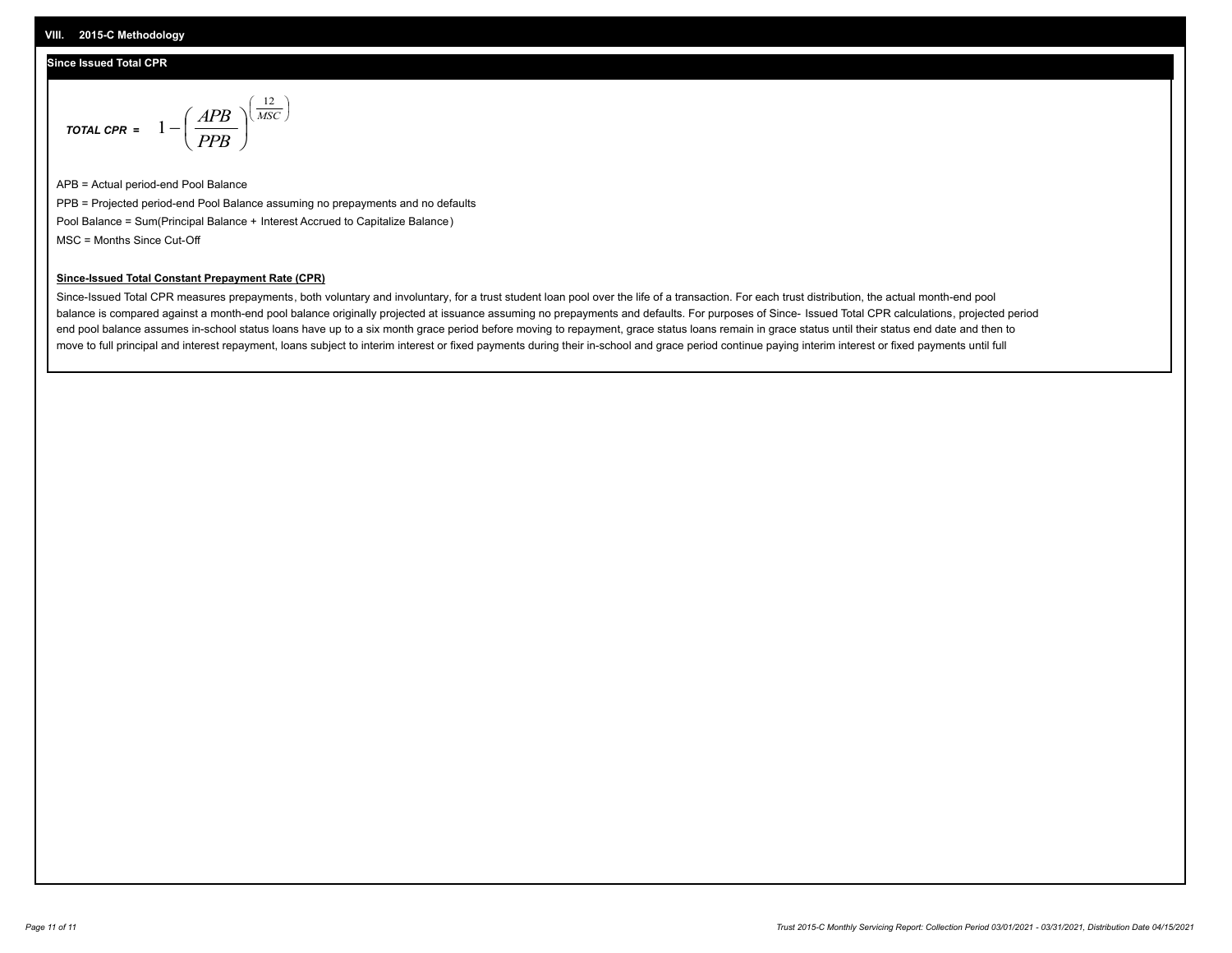## VIII. 2015-C Methodology

### Since Issued Total CPR

$$\textbf{TOTAL CPR} = 1 - \left(\frac{APB}{PPB}\right)^{\left(\frac{12}{MSC}\right)}$$

APB = Actual period-end Pool Balance

PPB = Projected period-end Pool Balance assuming no prepayments and no defaults

Pool Balance = Sum(Principal Balance + Interest Accrued to Capitalize Balance)

MSC = Months Since Cut-Off

**Since-Issued Total Constant Prepayment Rate (CPR)**

Since-Issued Total CPR measures prepayments, both voluntary and involuntary, for a trust student loan pool over the life of a transaction. For each trust distribution, the actual month-end pool balance is compared against a month-end pool balance originally projected at issuance assuming no prepayments and defaults. For purposes of Since- Issued Total CPR calculations, projected period end pool balance assumes in-school status loans have up to a six month grace period before moving to repayment, grace status loans remain in grace status until their status end date and then to move to full principal and interest repayment, loans subject to interim interest or fixed payments during their in-school and grace period continue paying interim interest or fixed payments until full